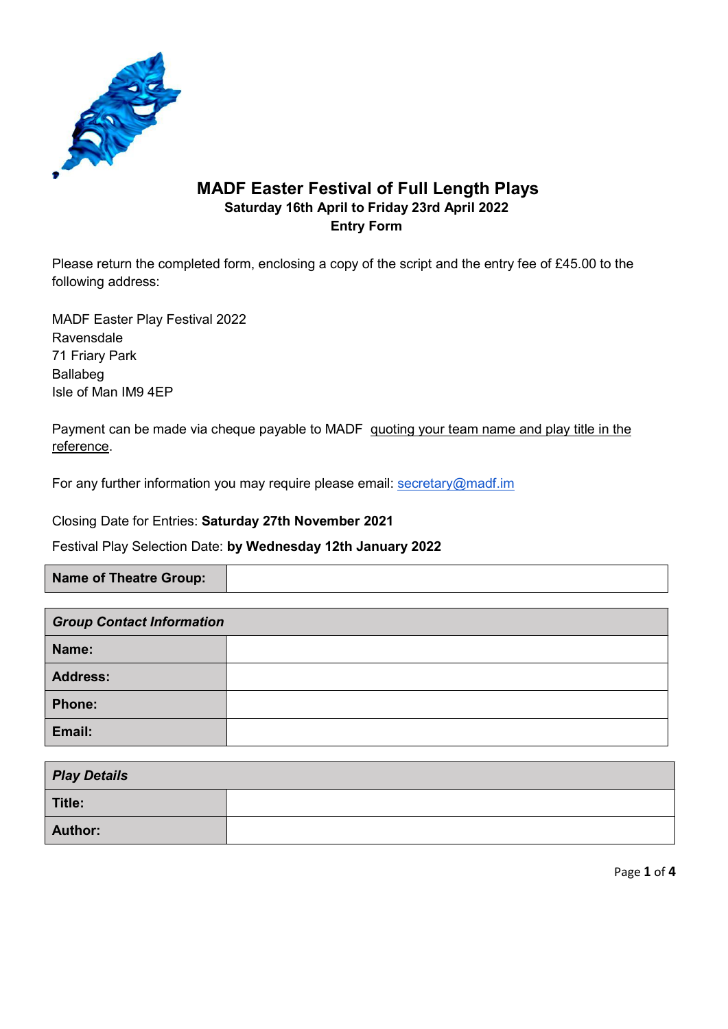# MADF Easter Festival of Full Length Plays

**Saturday 16th April to Friday 23rd April 2022**

**Entry Form**

Please return the completed form, enclosing a copy of the script and the entry fee of £45.00 to the following address:

MADF Easter Play Festival 2022
Ravensdale
71 Friary Park
Ballabeg
Isle of Man IM9 4EP

Payment can be made via cheque payable to MADF quoting your team name and play title in the reference.

For any further information you may require please email: secretary@madf.im

Closing Date for Entries: **Saturday 27th November 2021**

Festival Play Selection Date: **by Wednesday 12th January 2022**

| **Name of Theatre Group:** | |
|---|---|

| ***Group Contact Information*** | |
|---|---|
| **Name:** | |
| **Address:** | |
| **Phone:** | |
| **Email:** | |

| ***Play Details*** | |
|---|---|
| **Title:** | |
| **Author:** | |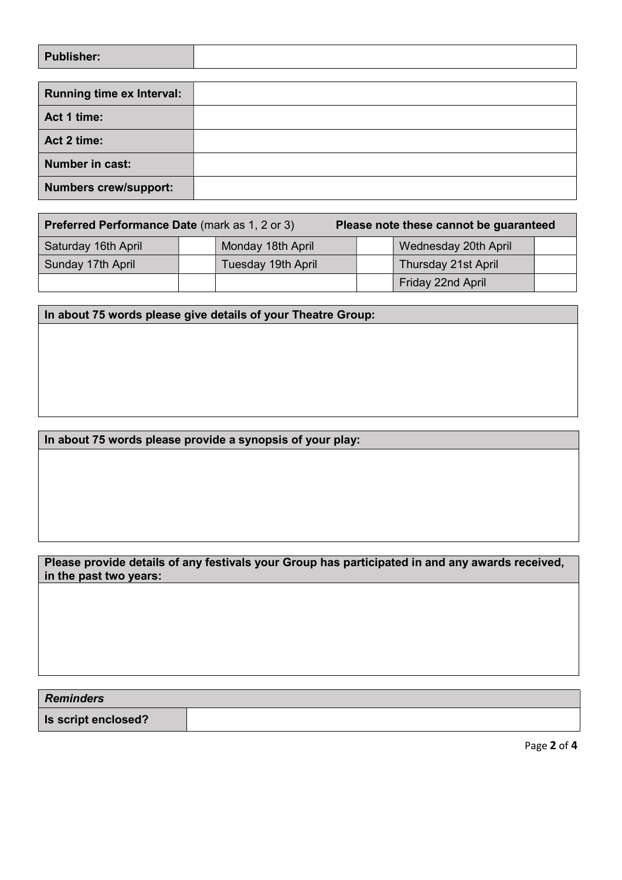| Publisher: | |
|---|---|

| Running time ex Interval: | |
|---|---|
| Act 1 time: | |
| Act 2 time: | |
| Number in cast: | |
| Numbers crew/support: | |

| **Preferred Performance Date** (mark as 1, 2 or 3) | | | | **Please note these cannot be guaranteed** | |
|---|---|---|---|---|---|
| Saturday 16th April | | Monday 18th April | | Wednesday 20th April | |
| Sunday 17th April | | Tuesday 19th April | | Thursday 21st April | |
| | | | | Friday 22nd April | |

| In about 75 words please give details of your Theatre Group: |
|---|
| |

| In about 75 words please provide a synopsis of your play: |
|---|
| |

| Please provide details of any festivals your Group has participated in and any awards received, in the past two years: |
|---|
| |

| *Reminders* | |
|---|---|
| **Is script enclosed?** | |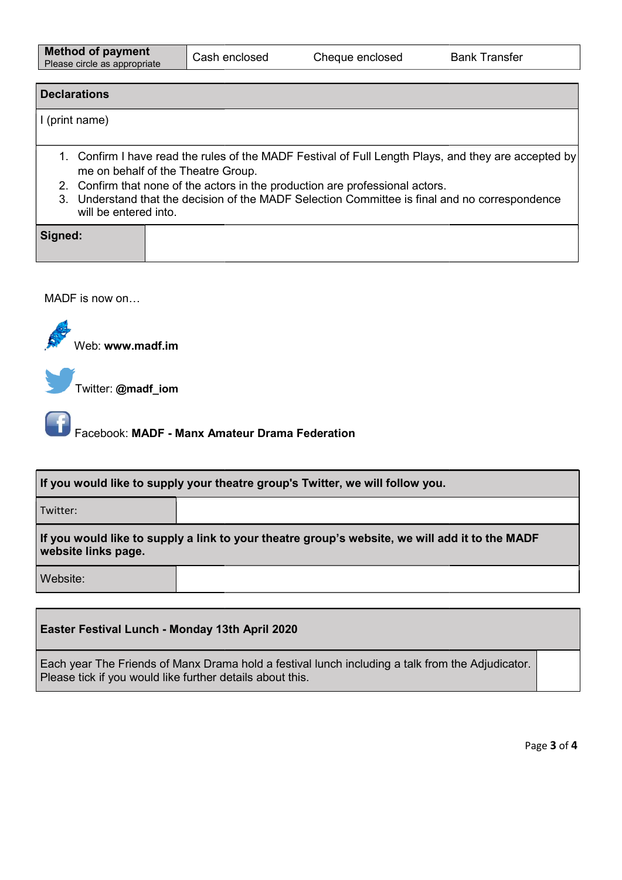| **Method of payment** Please circle as appropriate | Cash enclosed | Cheque enclosed | Bank Transfer |
|---|---|---|---|

| **Declarations** | |
|---|---|
| I (print name) | |
| 1. Confirm I have read the rules of the MADF Festival of Full Length Plays, and they are accepted by me on behalf of the Theatre Group.<br>2. Confirm that none of the actors in the production are professional actors.<br>3. Understand that the decision of the MADF Selection Committee is final and no correspondence will be entered into. | |
| **Signed:** | |

MADF is now on…

Web: **www.madf.im**

Twitter: **@madf_iom**

Facebook: **MADF - Manx Amateur Drama Federation**

| **If you would like to supply your theatre group's Twitter, we will follow you.** | |
|---|---|
| Twitter: | |
| **If you would like to supply a link to your theatre group's website, we will add it to the MADF website links page.** | |
| Website: | |

| **Easter Festival Lunch - Monday 13th April 2020** | |
|---|---|
| Each year The Friends of Manx Drama hold a festival lunch including a talk from the Adjudicator. Please tick if you would like further details about this. | |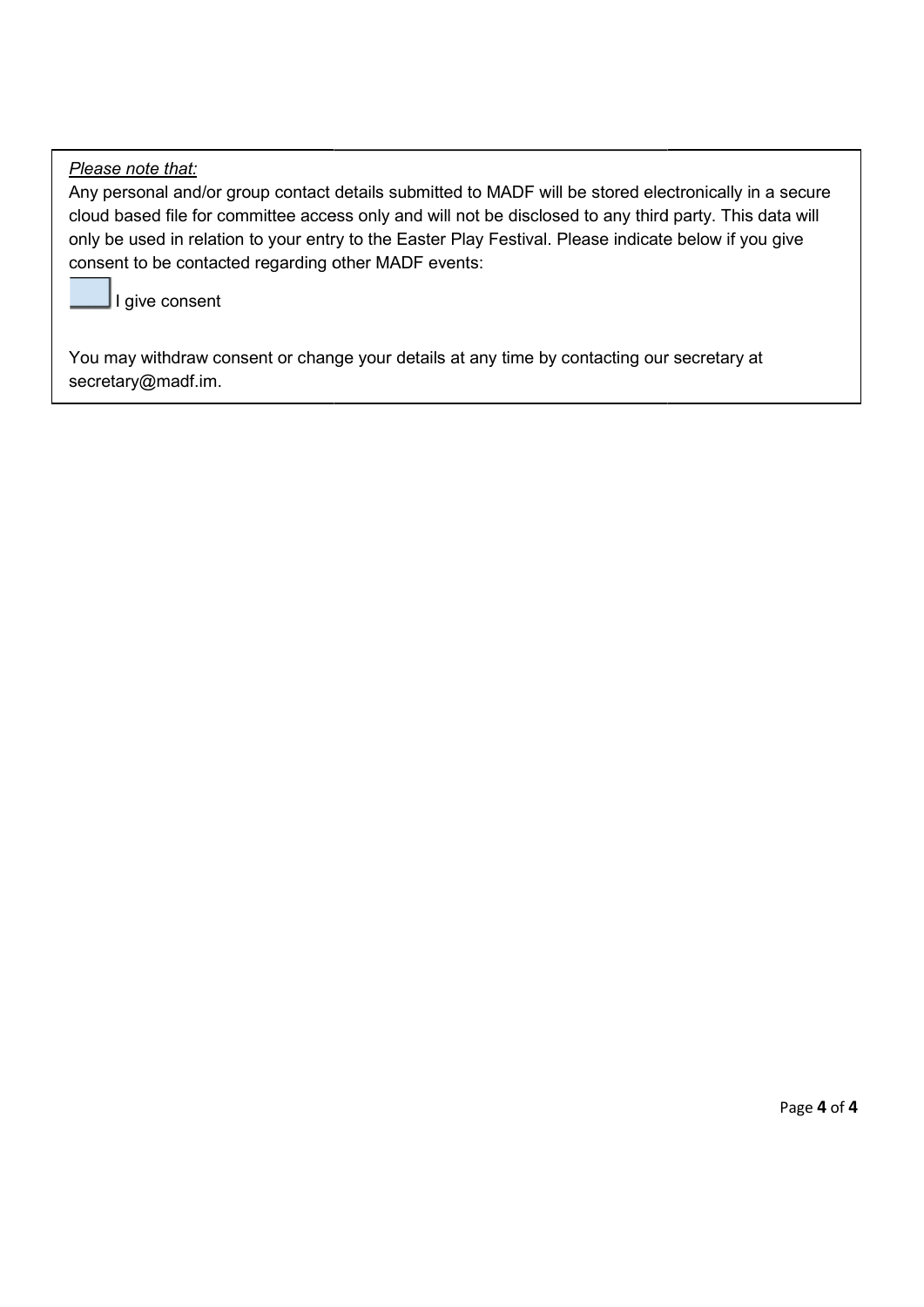*Please note that:*

Any personal and/or group contact details submitted to MADF will be stored electronically in a secure cloud based file for committee access only and will not be disclosed to any third party. This data will only be used in relation to your entry to the Easter Play Festival. Please indicate below if you give consent to be contacted regarding other MADF events:

☐ I give consent

You may withdraw consent or change your details at any time by contacting our secretary at secretary@madf.im.